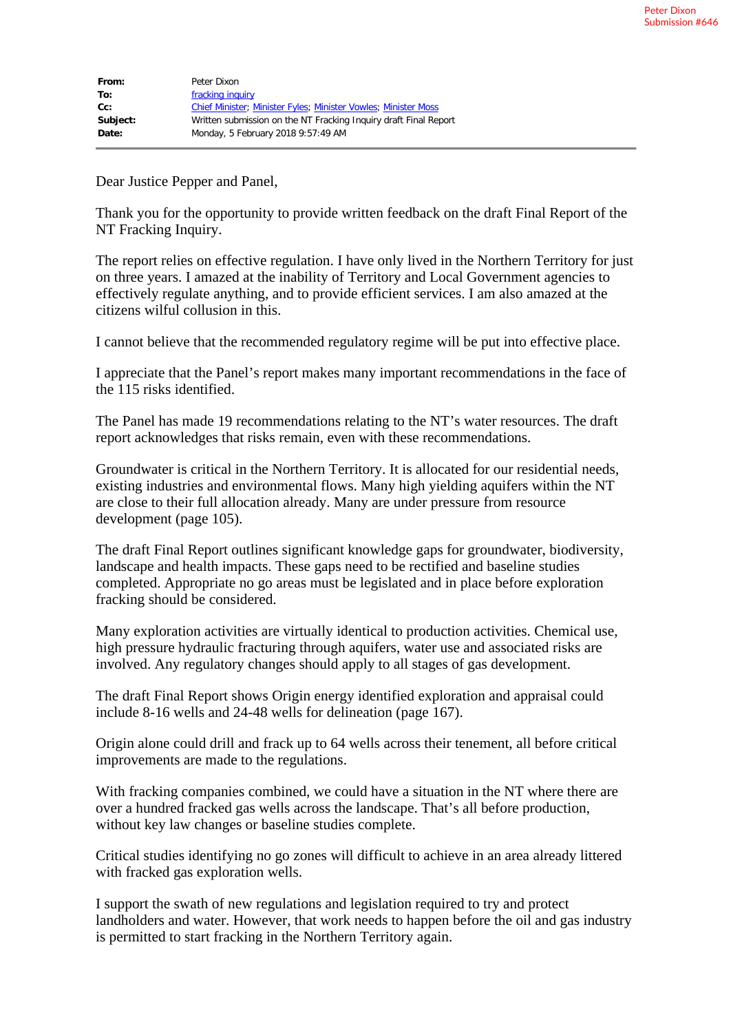Peter Dixon
Submission #646

| | |
|---|---|
| **From:** | Peter Dixon |
| **To:** | fracking inquiry |
| **Cc:** | Chief Minister; Minister Fyles; Minister Vowles; Minister Moss |
| **Subject:** | Written submission on the NT Fracking Inquiry draft Final Report |
| **Date:** | Monday, 5 February 2018 9:57:49 AM |

Dear Justice Pepper and Panel,

Thank you for the opportunity to provide written feedback on the draft Final Report of the NT Fracking Inquiry.

The report relies on effective regulation. I have only lived in the Northern Territory for just on three years. I amazed at the inability of Territory and Local Government agencies to effectively regulate anything, and to provide efficient services. I am also amazed at the citizens wilful collusion in this.

I cannot believe that the recommended regulatory regime will be put into effective place.

I appreciate that the Panel's report makes many important recommendations in the face of the 115 risks identified.

The Panel has made 19 recommendations relating to the NT's water resources. The draft report acknowledges that risks remain, even with these recommendations.

Groundwater is critical in the Northern Territory. It is allocated for our residential needs, existing industries and environmental flows. Many high yielding aquifers within the NT are close to their full allocation already. Many are under pressure from resource development (page 105).

The draft Final Report outlines significant knowledge gaps for groundwater, biodiversity, landscape and health impacts. These gaps need to be rectified and baseline studies completed. Appropriate no go areas must be legislated and in place before exploration fracking should be considered.

Many exploration activities are virtually identical to production activities. Chemical use, high pressure hydraulic fracturing through aquifers, water use and associated risks are involved. Any regulatory changes should apply to all stages of gas development.

The draft Final Report shows Origin energy identified exploration and appraisal could include 8-16 wells and 24-48 wells for delineation (page 167).

Origin alone could drill and frack up to 64 wells across their tenement, all before critical improvements are made to the regulations.

With fracking companies combined, we could have a situation in the NT where there are over a hundred fracked gas wells across the landscape. That's all before production, without key law changes or baseline studies complete.

Critical studies identifying no go zones will difficult to achieve in an area already littered with fracked gas exploration wells.

I support the swath of new regulations and legislation required to try and protect landholders and water. However, that work needs to happen before the oil and gas industry is permitted to start fracking in the Northern Territory again.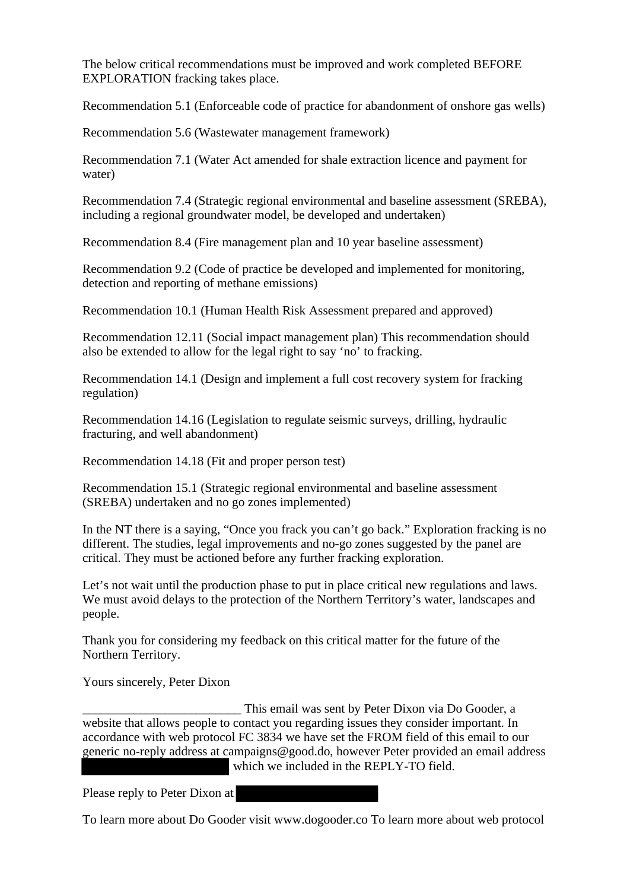The below critical recommendations must be improved and work completed BEFORE EXPLORATION fracking takes place.

Recommendation 5.1 (Enforceable code of practice for abandonment of onshore gas wells)

Recommendation 5.6 (Wastewater management framework)

Recommendation 7.1 (Water Act amended for shale extraction licence and payment for water)

Recommendation 7.4 (Strategic regional environmental and baseline assessment (SREBA), including a regional groundwater model, be developed and undertaken)

Recommendation 8.4 (Fire management plan and 10 year baseline assessment)

Recommendation 9.2 (Code of practice be developed and implemented for monitoring, detection and reporting of methane emissions)

Recommendation 10.1 (Human Health Risk Assessment prepared and approved)

Recommendation 12.11 (Social impact management plan) This recommendation should also be extended to allow for the legal right to say 'no' to fracking.

Recommendation 14.1 (Design and implement a full cost recovery system for fracking regulation)

Recommendation 14.16 (Legislation to regulate seismic surveys, drilling, hydraulic fracturing, and well abandonment)

Recommendation 14.18 (Fit and proper person test)

Recommendation 15.1 (Strategic regional environmental and baseline assessment (SREBA) undertaken and no go zones implemented)

In the NT there is a saying, "Once you frack you can't go back." Exploration fracking is no different. The studies, legal improvements and no-go zones suggested by the panel are critical. They must be actioned before any further fracking exploration.

Let's not wait until the production phase to put in place critical new regulations and laws. We must avoid delays to the protection of the Northern Territory's water, landscapes and people.

Thank you for considering my feedback on this critical matter for the future of the Northern Territory.

Yours sincerely, Peter Dixon

________________________ This email was sent by Peter Dixon via Do Gooder, a website that allows people to contact you regarding issues they consider important. In accordance with web protocol FC 3834 we have set the FROM field of this email to our generic no-reply address at campaigns@good.do, however Peter provided an email address [REDACTED] which we included in the REPLY-TO field.

Please reply to Peter Dixon at [REDACTED]

To learn more about Do Gooder visit www.dogooder.co To learn more about web protocol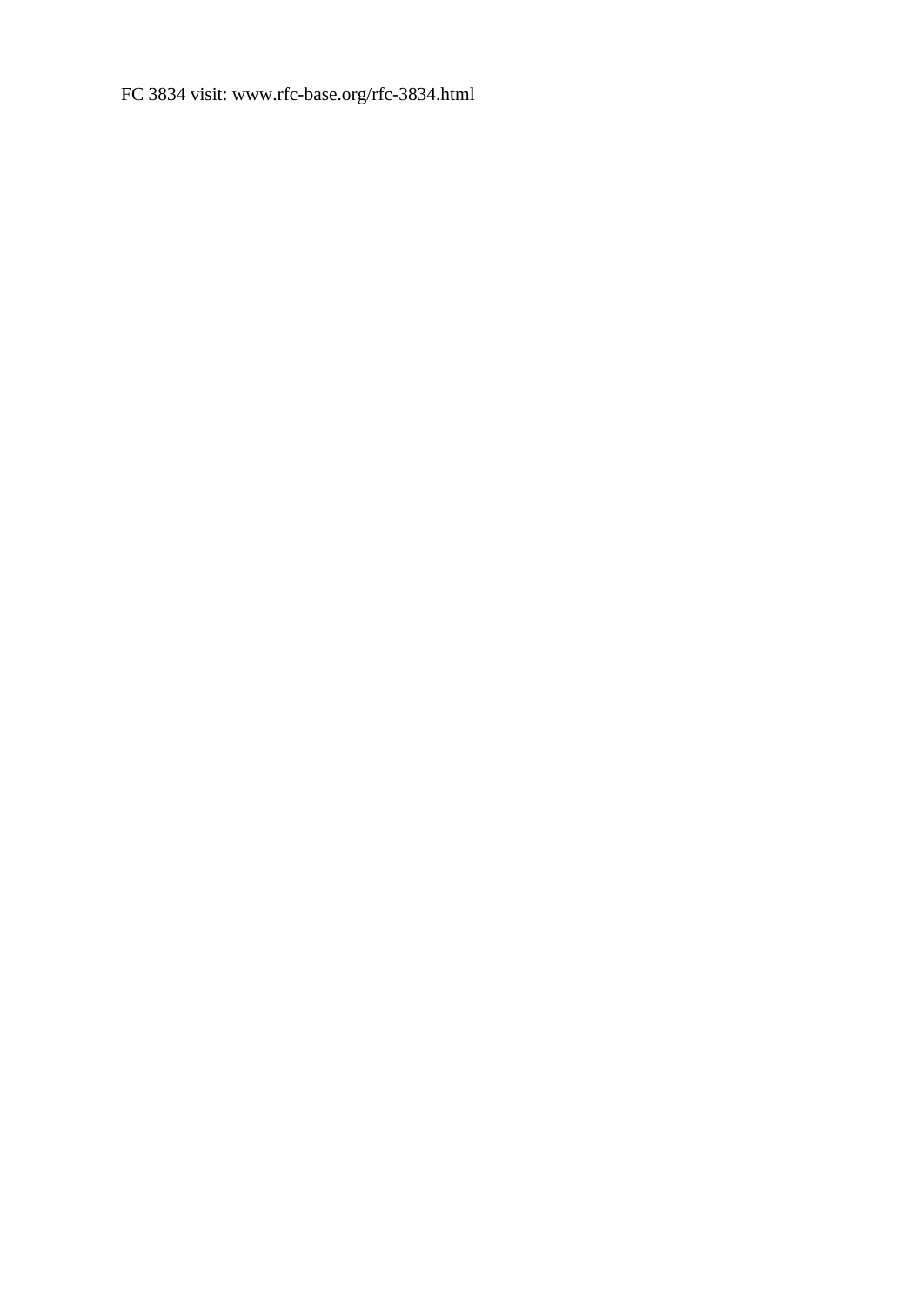FC 3834 visit: www.rfc-base.org/rfc-3834.html